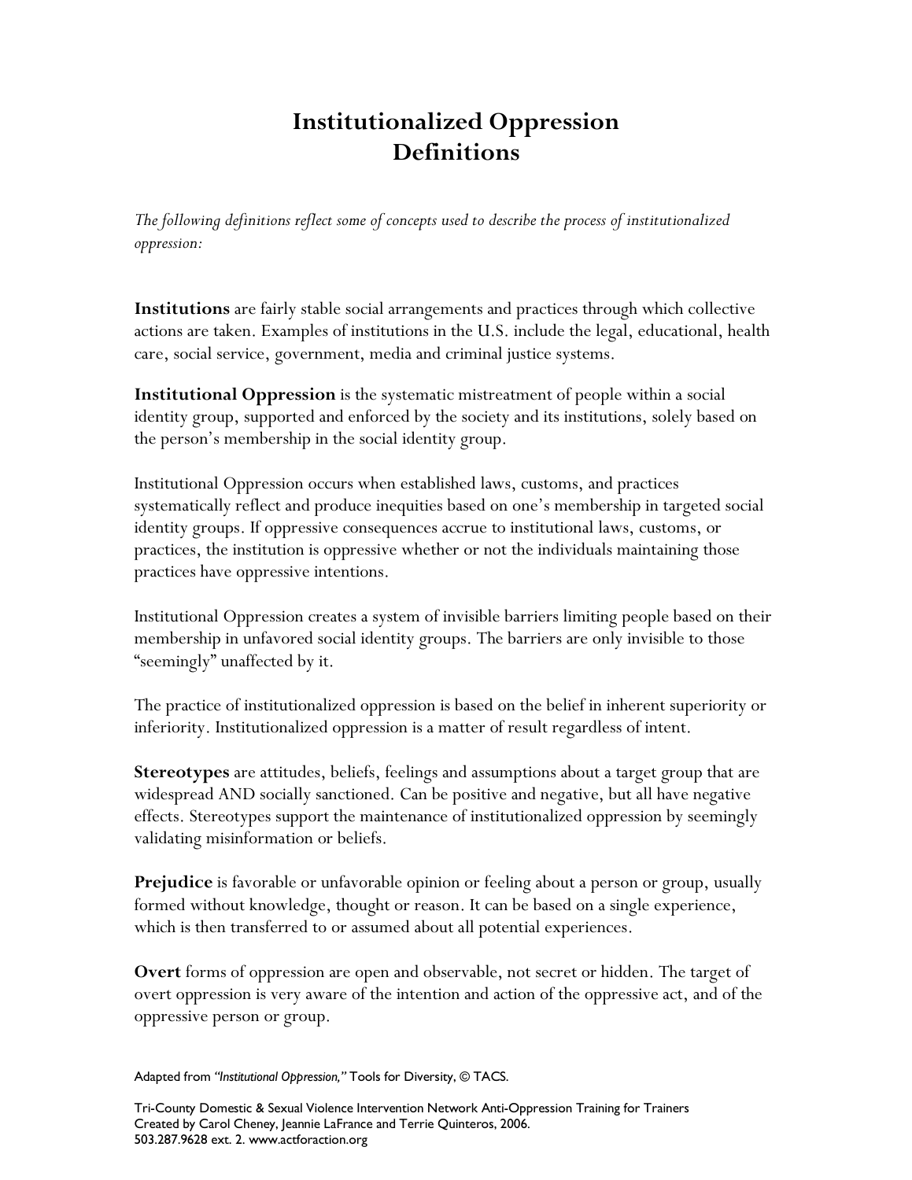# Institutionalized Oppression
# Definitions

*The following definitions reflect some of concepts used to describe the process of institutionalized oppression:*

**Institutions** are fairly stable social arrangements and practices through which collective actions are taken. Examples of institutions in the U.S. include the legal, educational, health care, social service, government, media and criminal justice systems.

**Institutional Oppression** is the systematic mistreatment of people within a social identity group, supported and enforced by the society and its institutions, solely based on the person's membership in the social identity group.

Institutional Oppression occurs when established laws, customs, and practices systematically reflect and produce inequities based on one's membership in targeted social identity groups. If oppressive consequences accrue to institutional laws, customs, or practices, the institution is oppressive whether or not the individuals maintaining those practices have oppressive intentions.

Institutional Oppression creates a system of invisible barriers limiting people based on their membership in unfavored social identity groups. The barriers are only invisible to those "seemingly" unaffected by it.

The practice of institutionalized oppression is based on the belief in inherent superiority or inferiority. Institutionalized oppression is a matter of result regardless of intent.

**Stereotypes** are attitudes, beliefs, feelings and assumptions about a target group that are widespread AND socially sanctioned. Can be positive and negative, but all have negative effects. Stereotypes support the maintenance of institutionalized oppression by seemingly validating misinformation or beliefs.

**Prejudice** is favorable or unfavorable opinion or feeling about a person or group, usually formed without knowledge, thought or reason. It can be based on a single experience, which is then transferred to or assumed about all potential experiences.

**Overt** forms of oppression are open and observable, not secret or hidden. The target of overt oppression is very aware of the intention and action of the oppressive act, and of the oppressive person or group.

Adapted from *"Institutional Oppression,"* Tools for Diversity, © TACS.

Tri-County Domestic & Sexual Violence Intervention Network Anti-Oppression Training for Trainers
Created by Carol Cheney, Jeannie LaFrance and Terrie Quinteros, 2006.
503.287.9628 ext. 2. www.actforaction.org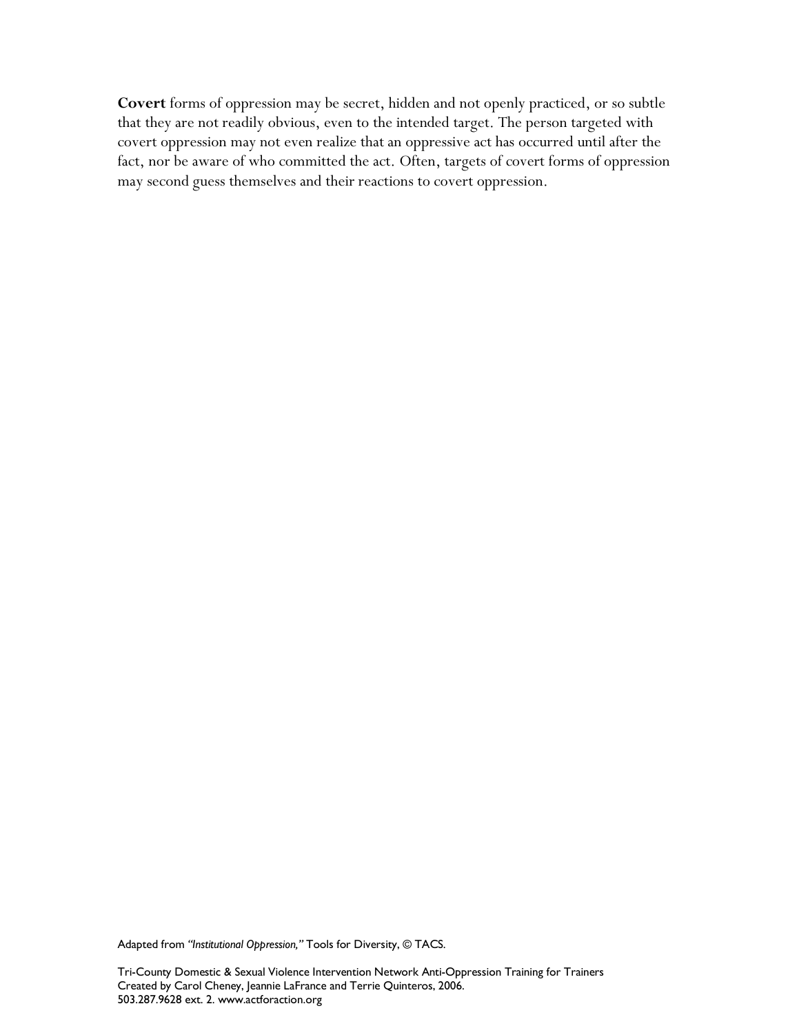**Covert** forms of oppression may be secret, hidden and not openly practiced, or so subtle that they are not readily obvious, even to the intended target. The person targeted with covert oppression may not even realize that an oppressive act has occurred until after the fact, nor be aware of who committed the act. Often, targets of covert forms of oppression may second guess themselves and their reactions to covert oppression.

Adapted from *"Institutional Oppression,"* Tools for Diversity, © TACS.

Tri-County Domestic & Sexual Violence Intervention Network Anti-Oppression Training for Trainers
Created by Carol Cheney, Jeannie LaFrance and Terrie Quinteros, 2006.
503.287.9628 ext. 2. www.actforaction.org